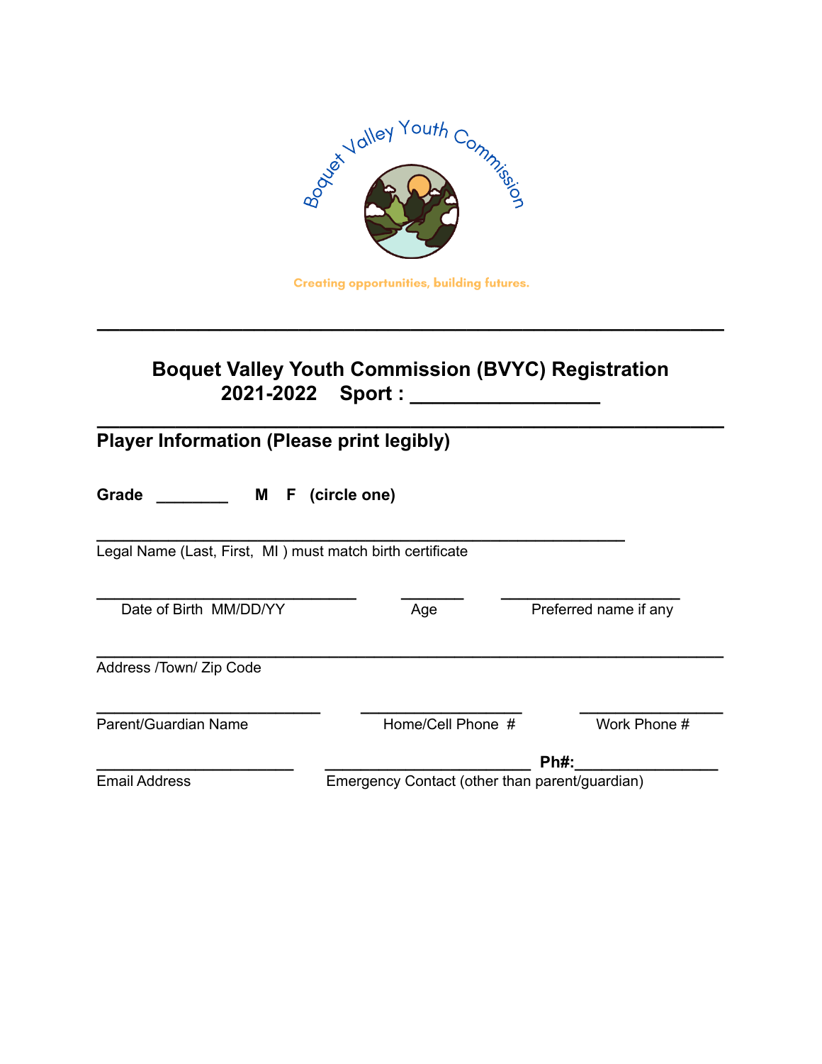Boquet Valley Youth Commission

Creating opportunities, building futures.

---

## Boquet Valley Youth Commission (BVYC) Registration
## 2021-2022 Sport : _________________

---

### Player Information (Please print legibly)

**Grade** ________ **M F (circle one)**

_______________________________________________
Legal Name (Last, First, MI ) must match birth certificate

_______________________ ________ ____________________
Date of Birth MM/DD/YY Age Preferred name if any

_______________________________________________________
Address /Town/ Zip Code

_____________________ ___________________ ______________
Parent/Guardian Name Home/Cell Phone # Work Phone #

__________________ ____________________ **Ph#:**______________
Email Address Emergency Contact (other than parent/guardian)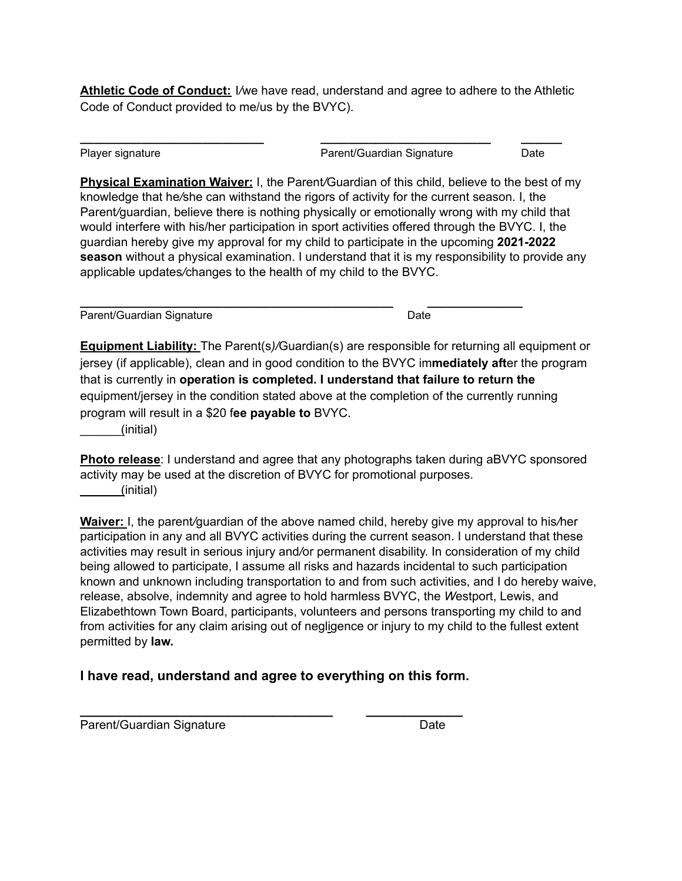**Athletic Code of Conduct:** I/we have read, understand and agree to adhere to the Athletic Code of Conduct provided to me/us by the BVYC).

_____________________________ _____________________________ ______

Player signature Parent/Guardian Signature Date

**Physical Examination Waiver:** I, the Parent/Guardian of this child, believe to the best of my knowledge that he/she can withstand the rigors of activity for the current season. I, the Parent/guardian, believe there is nothing physically or emotionally wrong with my child that would interfere with his/her participation in sport activities offered through the BVYC. I, the guardian hereby give my approval for my child to participate in the upcoming **2021-2022 season** without a physical examination. I understand that it is my responsibility to provide any applicable updates/changes to the health of my child to the BVYC.

__________________________________________________ _______________

Parent/Guardian Signature Date

**Equipment Liability:** The Parent(s)/Guardian(s) are responsible for returning all equipment or jersey (if applicable), clean and in good condition to the BVYC im**mediately aft**er the program that is currently in **operation is completed. I understand that failure to return the** equipment/jersey in the condition stated above at the completion of the currently running program will result in a $20 f**ee payable to** BVYC.

______(initial)

**Photo release**: I understand and agree that any photographs taken during aBVYC sponsored activity may be used at the discretion of BVYC for promotional purposes.

______(initial)

**Waiver:** I, the parent/guardian of the above named child, hereby give my approval to his/her participation in any and all BVYC activities during the current season. I understand that these activities may result in serious injury and/or permanent disability. In consideration of my child being allowed to participate, I assume all risks and hazards incidental to such participation known and unknown including transportation to and from such activities, and I do hereby waive, release, absolve, indemnity and agree to hold harmless BVYC, the Westport, Lewis, and Elizabethtown Town Board, participants, volunteers and persons transporting my child to and from activities for any claim arising out of negligence or injury to my child to the fullest extent permitted by **law.**

### I have read, understand and agree to everything on this form.

________________________________________ _______________

Parent/Guardian Signature Date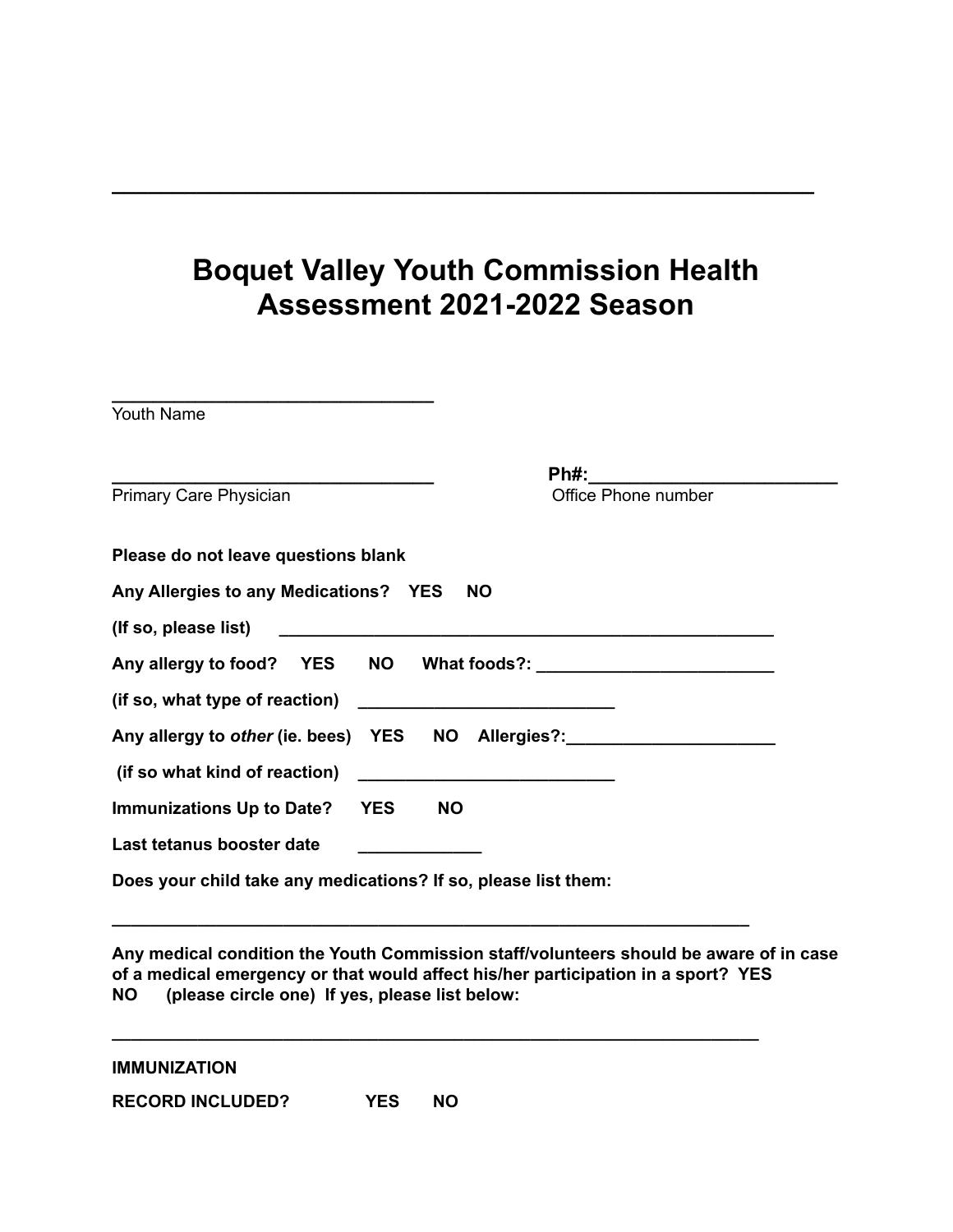---

# Boquet Valley Youth Commission Health Assessment 2021-2022 Season

________________________________
Youth Name

________________________________ **Ph#:**_________________________
Primary Care Physician Office Phone number

**Please do not leave questions blank**

**Any Allergies to any Medications? YES NO**

**(If so, please list)** _______________________________________________

**Any allergy to food? YES NO What foods?:** _________________________

**(if so, what type of reaction)** ___________________________

**Any allergy to *other* (ie. bees) YES NO Allergies?:**______________________

**(if so what kind of reaction)** ___________________________

**Immunizations Up to Date? YES NO**

**Last tetanus booster date** _____________

**Does your child take any medications? If so, please list them:**

_______________________________________________________________

**Any medical condition the Youth Commission staff/volunteers should be aware of in case of a medical emergency or that would affect his/her participation in a sport? YES NO (please circle one) If yes, please list below:**

_______________________________________________________________

**IMMUNIZATION**

**RECORD INCLUDED? YES NO**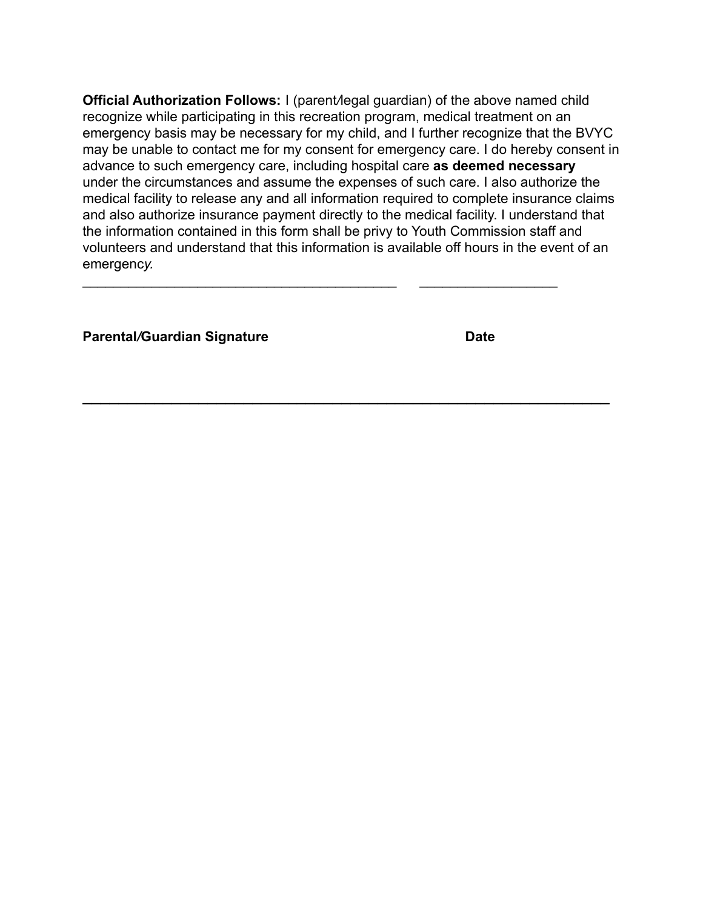**Official Authorization Follows:** I (parent/legal guardian) of the above named child recognize while participating in this recreation program, medical treatment on an emergency basis may be necessary for my child, and I further recognize that the BVYC may be unable to contact me for my consent for emergency care. I do hereby consent in advance to such emergency care, including hospital care **as deemed necessary** under the circumstances and assume the expenses of such care. I also authorize the medical facility to release any and all information required to complete insurance claims and also authorize insurance payment directly to the medical facility. I understand that the information contained in this form shall be privy to Youth Commission staff and volunteers and understand that this information is available off hours in the event of an emergency.

\_\_\_\_\_\_\_\_\_\_\_\_\_\_\_\_\_\_\_\_\_\_\_\_\_\_\_\_\_\_\_\_\_\_\_\_\_\_\_\_\_\_ \_\_\_\_\_\_\_\_\_\_\_\_\_\_\_\_\_\_\_

**Parental/Guardian Signature** **Date**

---